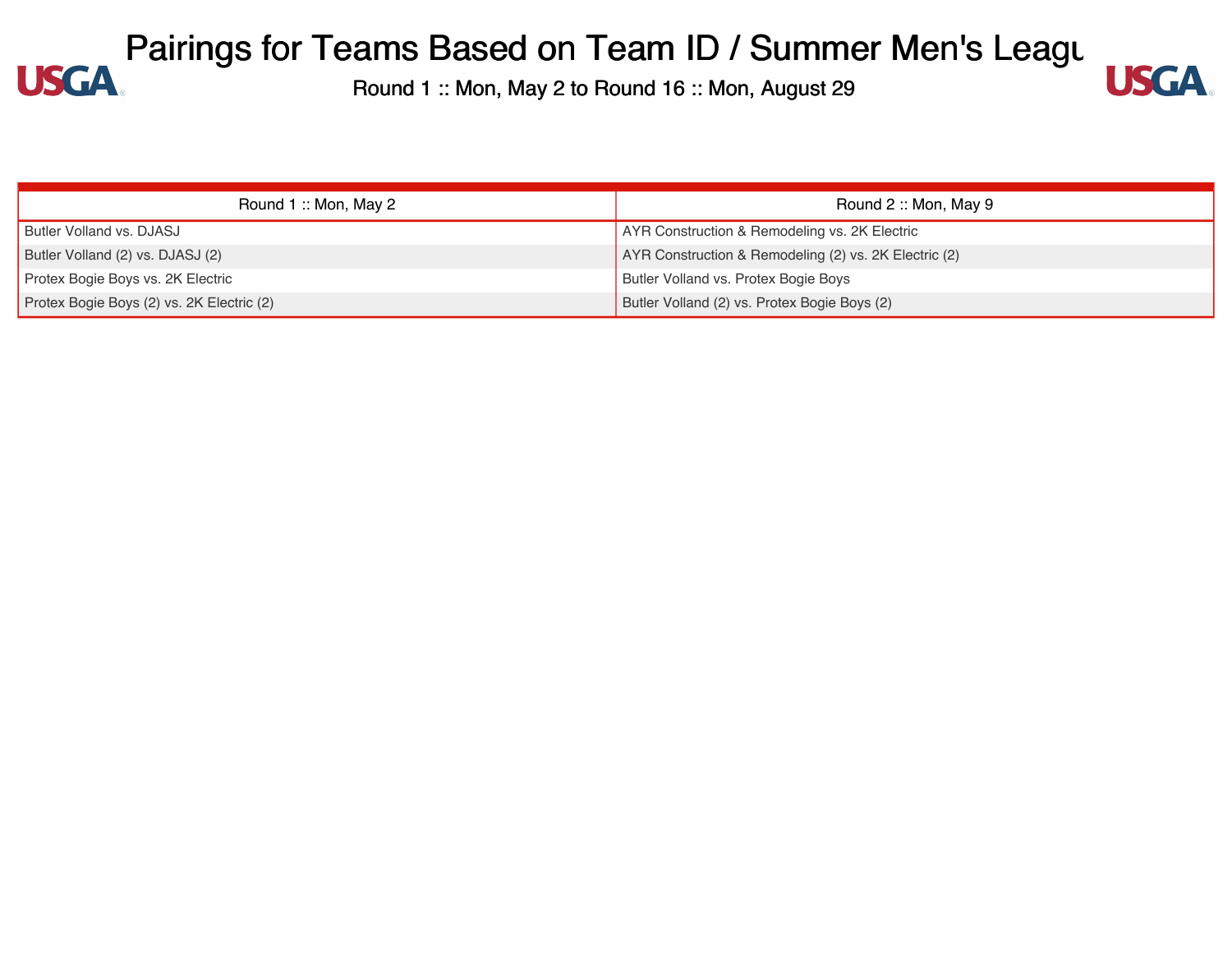# Pairings for Teams Based on Team ID / Summer Men's League

Round 1 :: Mon, May 2 to Round 16 :: Mon, August 29

| Round 1 :: Mon, May 2 | Round 2 :: Mon, May 9 |
|---|---|
| Butler Volland vs. DJASJ | AYR Construction & Remodeling vs. 2K Electric |
| Butler Volland (2) vs. DJASJ (2) | AYR Construction & Remodeling (2) vs. 2K Electric (2) |
| Protex Bogie Boys vs. 2K Electric | Butler Volland vs. Protex Bogie Boys |
| Protex Bogie Boys (2) vs. 2K Electric (2) | Butler Volland (2) vs. Protex Bogie Boys (2) |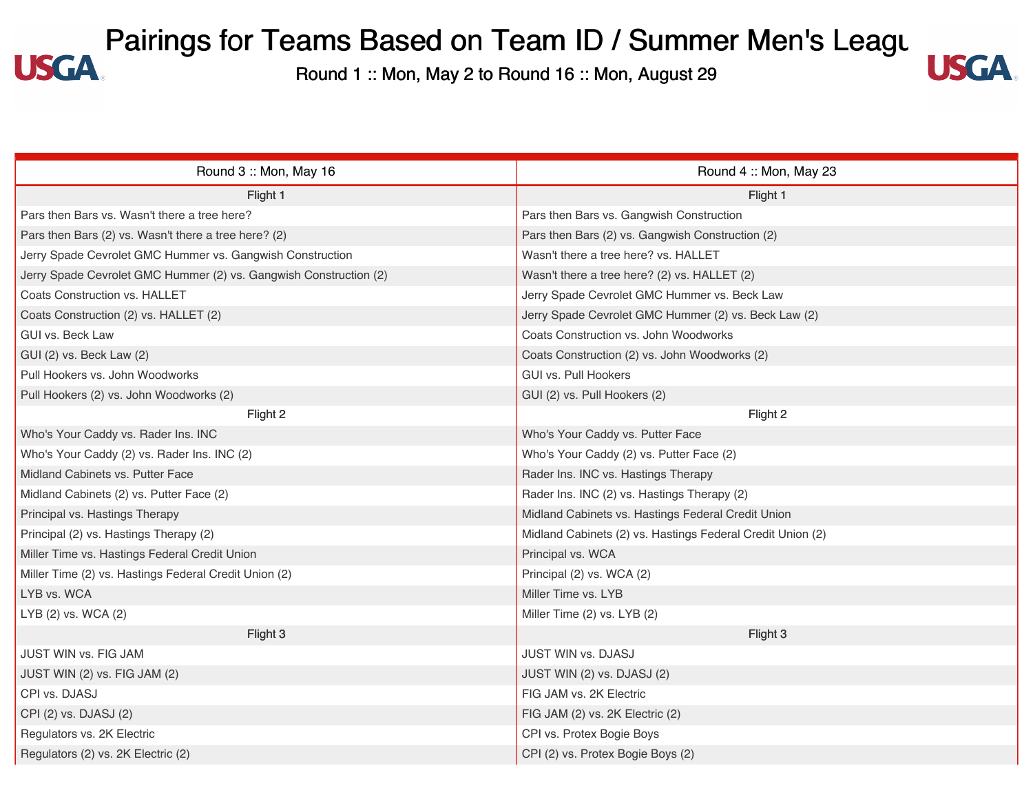# Pairings for Teams Based on Team ID / Summer Men's League

Round 1 :: Mon, May 2 to Round 16 :: Mon, August 29

| Round 3 :: Mon, May 16 | Round 4 :: Mon, May 23 |
|---|---|
| Flight 1 | Flight 1 |
| Pars then Bars vs. Wasn't there a tree here? | Pars then Bars vs. Gangwish Construction |
| Pars then Bars (2) vs. Wasn't there a tree here? (2) | Pars then Bars (2) vs. Gangwish Construction (2) |
| Jerry Spade Cevrolet GMC Hummer vs. Gangwish Construction | Wasn't there a tree here? vs. HALLET |
| Jerry Spade Cevrolet GMC Hummer (2) vs. Gangwish Construction (2) | Wasn't there a tree here? (2) vs. HALLET (2) |
| Coats Construction vs. HALLET | Jerry Spade Cevrolet GMC Hummer vs. Beck Law |
| Coats Construction (2) vs. HALLET (2) | Jerry Spade Cevrolet GMC Hummer (2) vs. Beck Law (2) |
| GUI vs. Beck Law | Coats Construction vs. John Woodworks |
| GUI (2) vs. Beck Law (2) | Coats Construction (2) vs. John Woodworks (2) |
| Pull Hookers vs. John Woodworks | GUI vs. Pull Hookers |
| Pull Hookers (2) vs. John Woodworks (2) | GUI (2) vs. Pull Hookers (2) |
| Flight 2 | Flight 2 |
| Who's Your Caddy vs. Rader Ins. INC | Who's Your Caddy vs. Putter Face |
| Who's Your Caddy (2) vs. Rader Ins. INC (2) | Who's Your Caddy (2) vs. Putter Face (2) |
| Midland Cabinets vs. Putter Face | Rader Ins. INC vs. Hastings Therapy |
| Midland Cabinets (2) vs. Putter Face (2) | Rader Ins. INC (2) vs. Hastings Therapy (2) |
| Principal vs. Hastings Therapy | Midland Cabinets vs. Hastings Federal Credit Union |
| Principal (2) vs. Hastings Therapy (2) | Midland Cabinets (2) vs. Hastings Federal Credit Union (2) |
| Miller Time vs. Hastings Federal Credit Union | Principal vs. WCA |
| Miller Time (2) vs. Hastings Federal Credit Union (2) | Principal (2) vs. WCA (2) |
| LYB vs. WCA | Miller Time vs. LYB |
| LYB (2) vs. WCA (2) | Miller Time (2) vs. LYB (2) |
| Flight 3 | Flight 3 |
| JUST WIN vs. FIG JAM | JUST WIN vs. DJASJ |
| JUST WIN (2) vs. FIG JAM (2) | JUST WIN (2) vs. DJASJ (2) |
| CPI vs. DJASJ | FIG JAM vs. 2K Electric |
| CPI (2) vs. DJASJ (2) | FIG JAM (2) vs. 2K Electric (2) |
| Regulators vs. 2K Electric | CPI vs. Protex Bogie Boys |
| Regulators (2) vs. 2K Electric (2) | CPI (2) vs. Protex Bogie Boys (2) |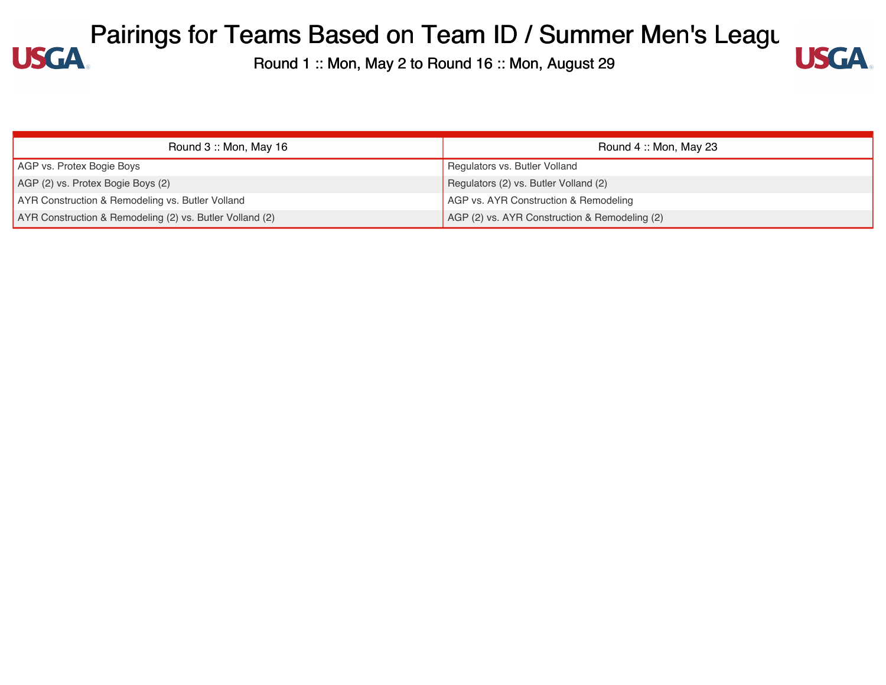# Pairings for Teams Based on Team ID / Summer Men's League

Round 1 :: Mon, May 2 to Round 16 :: Mon, August 29

| Round 3 :: Mon, May 16 | Round 4 :: Mon, May 23 |
|---|---|
| AGP vs. Protex Bogie Boys | Regulators vs. Butler Volland |
| AGP (2) vs. Protex Bogie Boys (2) | Regulators (2) vs. Butler Volland (2) |
| AYR Construction & Remodeling vs. Butler Volland | AGP vs. AYR Construction & Remodeling |
| AYR Construction & Remodeling (2) vs. Butler Volland (2) | AGP (2) vs. AYR Construction & Remodeling (2) |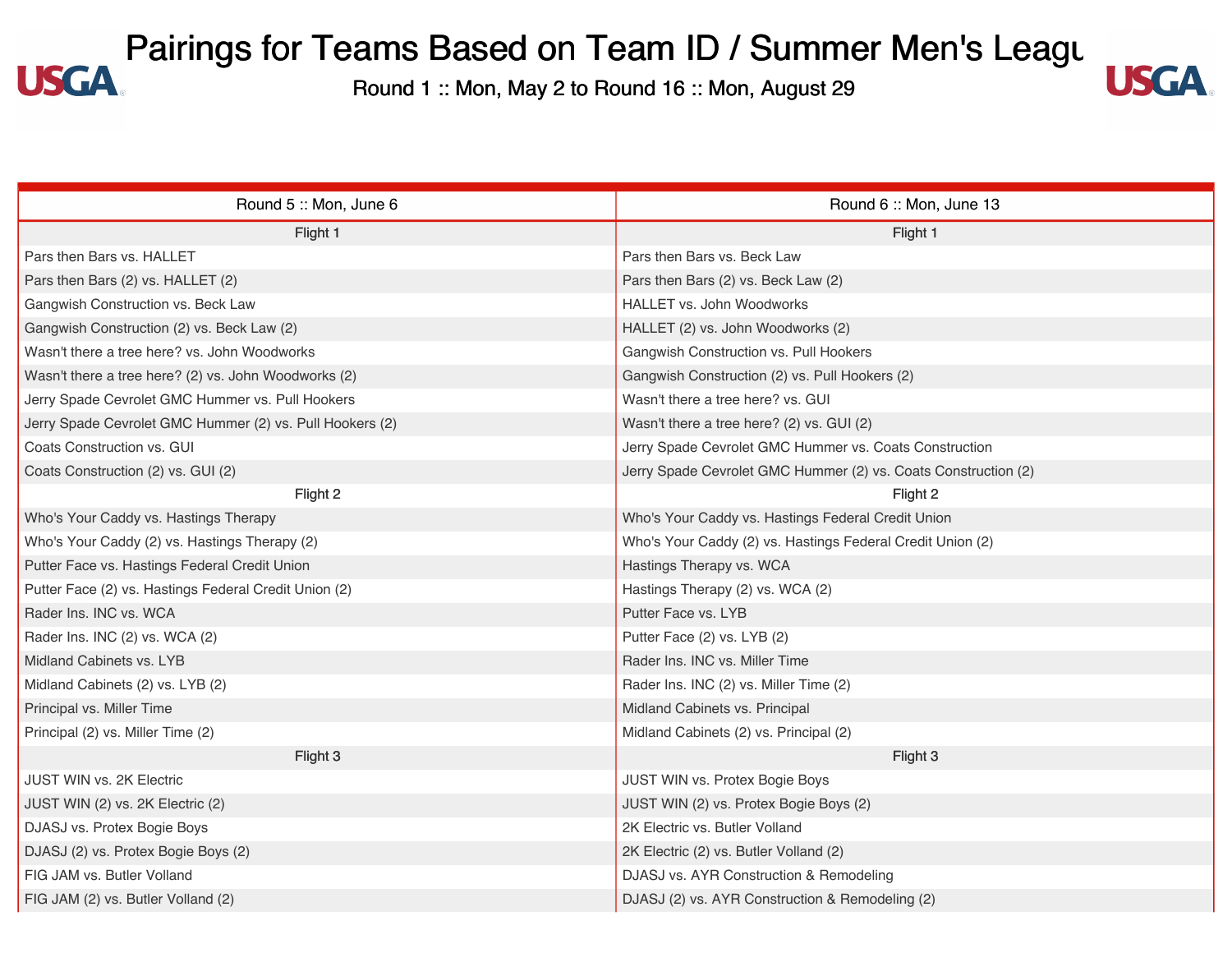# Pairings for Teams Based on Team ID / Summer Men's League

Round 1 :: Mon, May 2 to Round 16 :: Mon, August 29

| Round 5 :: Mon, June 6 | Round 6 :: Mon, June 13 |
|---|---|
| Flight 1 | Flight 1 |
| Pars then Bars vs. HALLET | Pars then Bars vs. Beck Law |
| Pars then Bars (2) vs. HALLET (2) | Pars then Bars (2) vs. Beck Law (2) |
| Gangwish Construction vs. Beck Law | HALLET vs. John Woodworks |
| Gangwish Construction (2) vs. Beck Law (2) | HALLET (2) vs. John Woodworks (2) |
| Wasn't there a tree here? vs. John Woodworks | Gangwish Construction vs. Pull Hookers |
| Wasn't there a tree here? (2) vs. John Woodworks (2) | Gangwish Construction (2) vs. Pull Hookers (2) |
| Jerry Spade Cevrolet GMC Hummer vs. Pull Hookers | Wasn't there a tree here? vs. GUI |
| Jerry Spade Cevrolet GMC Hummer (2) vs. Pull Hookers (2) | Wasn't there a tree here? (2) vs. GUI (2) |
| Coats Construction vs. GUI | Jerry Spade Cevrolet GMC Hummer vs. Coats Construction |
| Coats Construction (2) vs. GUI (2) | Jerry Spade Cevrolet GMC Hummer (2) vs. Coats Construction (2) |
| Flight 2 | Flight 2 |
| Who's Your Caddy vs. Hastings Therapy | Who's Your Caddy vs. Hastings Federal Credit Union |
| Who's Your Caddy (2) vs. Hastings Therapy (2) | Who's Your Caddy (2) vs. Hastings Federal Credit Union (2) |
| Putter Face vs. Hastings Federal Credit Union | Hastings Therapy vs. WCA |
| Putter Face (2) vs. Hastings Federal Credit Union (2) | Hastings Therapy (2) vs. WCA (2) |
| Rader Ins. INC vs. WCA | Putter Face vs. LYB |
| Rader Ins. INC (2) vs. WCA (2) | Putter Face (2) vs. LYB (2) |
| Midland Cabinets vs. LYB | Rader Ins. INC vs. Miller Time |
| Midland Cabinets (2) vs. LYB (2) | Rader Ins. INC (2) vs. Miller Time (2) |
| Principal vs. Miller Time | Midland Cabinets vs. Principal |
| Principal (2) vs. Miller Time (2) | Midland Cabinets (2) vs. Principal (2) |
| Flight 3 | Flight 3 |
| JUST WIN vs. 2K Electric | JUST WIN vs. Protex Bogie Boys |
| JUST WIN (2) vs. 2K Electric (2) | JUST WIN (2) vs. Protex Bogie Boys (2) |
| DJASJ vs. Protex Bogie Boys | 2K Electric vs. Butler Volland |
| DJASJ (2) vs. Protex Bogie Boys (2) | 2K Electric (2) vs. Butler Volland (2) |
| FIG JAM vs. Butler Volland | DJASJ vs. AYR Construction & Remodeling |
| FIG JAM (2) vs. Butler Volland (2) | DJASJ (2) vs. AYR Construction & Remodeling (2) |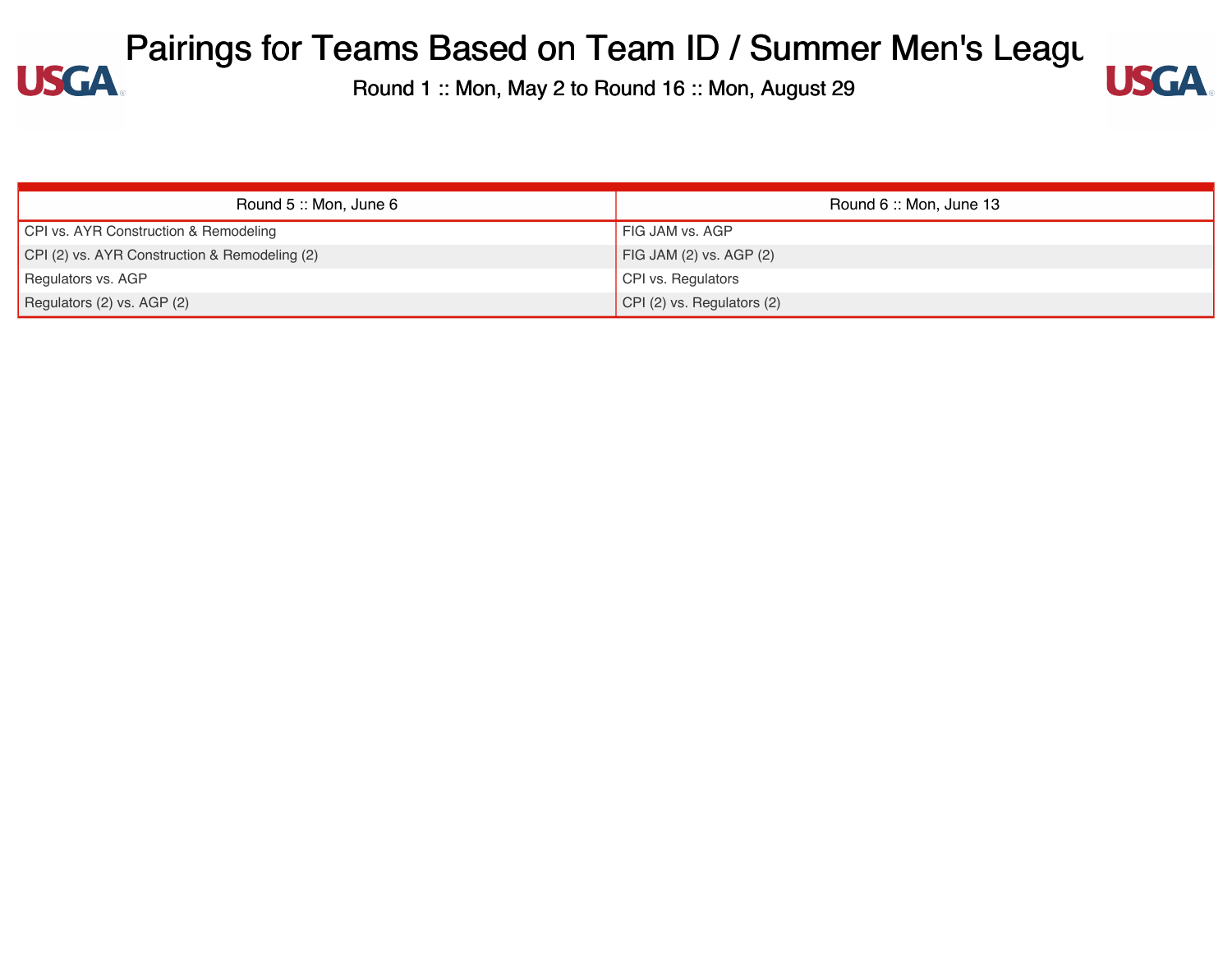# Pairings for Teams Based on Team ID / Summer Men's League

Round 1 :: Mon, May 2 to Round 16 :: Mon, August 29

| Round 5 :: Mon, June 6 | Round 6 :: Mon, June 13 |
|---|---|
| CPI vs. AYR Construction & Remodeling | FIG JAM vs. AGP |
| CPI (2) vs. AYR Construction & Remodeling (2) | FIG JAM (2) vs. AGP (2) |
| Regulators vs. AGP | CPI vs. Regulators |
| Regulators (2) vs. AGP (2) | CPI (2) vs. Regulators (2) |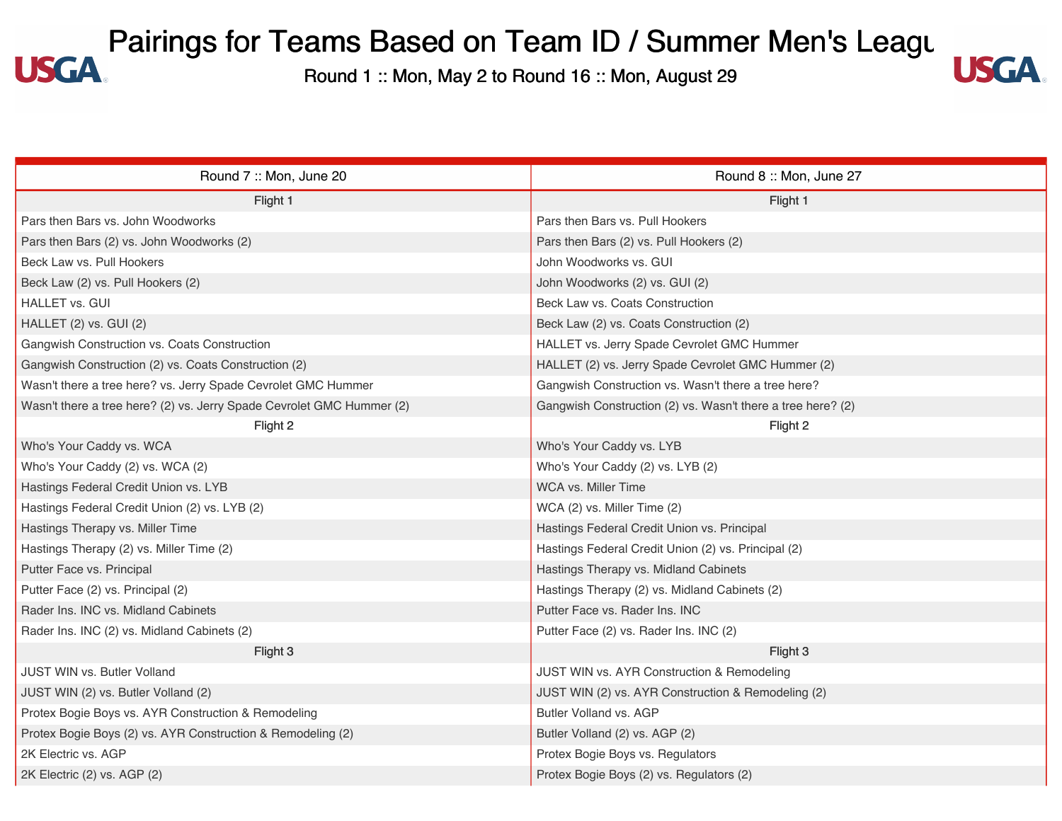# Pairings for Teams Based on Team ID / Summer Men's League

Round 1 :: Mon, May 2 to Round 16 :: Mon, August 29

| Round 7 :: Mon, June 20 | Round 8 :: Mon, June 27 |
|---|---|
| Flight 1 | Flight 1 |
| Pars then Bars vs. John Woodworks | Pars then Bars vs. Pull Hookers |
| Pars then Bars (2) vs. John Woodworks (2) | Pars then Bars (2) vs. Pull Hookers (2) |
| Beck Law vs. Pull Hookers | John Woodworks vs. GUI |
| Beck Law (2) vs. Pull Hookers (2) | John Woodworks (2) vs. GUI (2) |
| HALLET vs. GUI | Beck Law vs. Coats Construction |
| HALLET (2) vs. GUI (2) | Beck Law (2) vs. Coats Construction (2) |
| Gangwish Construction vs. Coats Construction | HALLET vs. Jerry Spade Cevrolet GMC Hummer |
| Gangwish Construction (2) vs. Coats Construction (2) | HALLET (2) vs. Jerry Spade Cevrolet GMC Hummer (2) |
| Wasn't there a tree here? vs. Jerry Spade Cevrolet GMC Hummer | Gangwish Construction vs. Wasn't there a tree here? |
| Wasn't there a tree here? (2) vs. Jerry Spade Cevrolet GMC Hummer (2) | Gangwish Construction (2) vs. Wasn't there a tree here? (2) |
| Flight 2 | Flight 2 |
| Who's Your Caddy vs. WCA | Who's Your Caddy vs. LYB |
| Who's Your Caddy (2) vs. WCA (2) | Who's Your Caddy (2) vs. LYB (2) |
| Hastings Federal Credit Union vs. LYB | WCA vs. Miller Time |
| Hastings Federal Credit Union (2) vs. LYB (2) | WCA (2) vs. Miller Time (2) |
| Hastings Therapy vs. Miller Time | Hastings Federal Credit Union vs. Principal |
| Hastings Therapy (2) vs. Miller Time (2) | Hastings Federal Credit Union (2) vs. Principal (2) |
| Putter Face vs. Principal | Hastings Therapy vs. Midland Cabinets |
| Putter Face (2) vs. Principal (2) | Hastings Therapy (2) vs. Midland Cabinets (2) |
| Rader Ins. INC vs. Midland Cabinets | Putter Face vs. Rader Ins. INC |
| Rader Ins. INC (2) vs. Midland Cabinets (2) | Putter Face (2) vs. Rader Ins. INC (2) |
| Flight 3 | Flight 3 |
| JUST WIN vs. Butler Volland | JUST WIN vs. AYR Construction & Remodeling |
| JUST WIN (2) vs. Butler Volland (2) | JUST WIN (2) vs. AYR Construction & Remodeling (2) |
| Protex Bogie Boys vs. AYR Construction & Remodeling | Butler Volland vs. AGP |
| Protex Bogie Boys (2) vs. AYR Construction & Remodeling (2) | Butler Volland (2) vs. AGP (2) |
| 2K Electric vs. AGP | Protex Bogie Boys vs. Regulators |
| 2K Electric (2) vs. AGP (2) | Protex Bogie Boys (2) vs. Regulators (2) |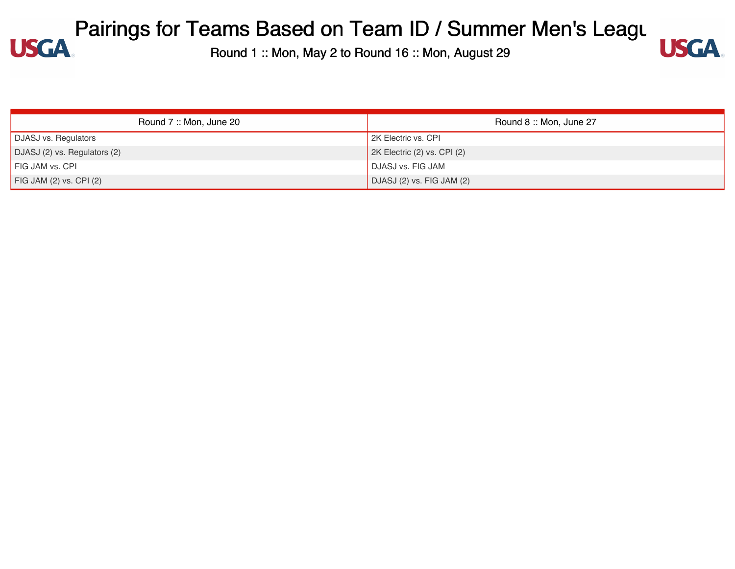# Pairings for Teams Based on Team ID / Summer Men's League

Round 1 :: Mon, May 2 to Round 16 :: Mon, August 29

| Round 7 :: Mon, June 20 | Round 8 :: Mon, June 27 |
| --- | --- |
| DJASJ vs. Regulators | 2K Electric vs. CPI |
| DJASJ (2) vs. Regulators (2) | 2K Electric (2) vs. CPI (2) |
| FIG JAM vs. CPI | DJASJ vs. FIG JAM |
| FIG JAM (2) vs. CPI (2) | DJASJ (2) vs. FIG JAM (2) |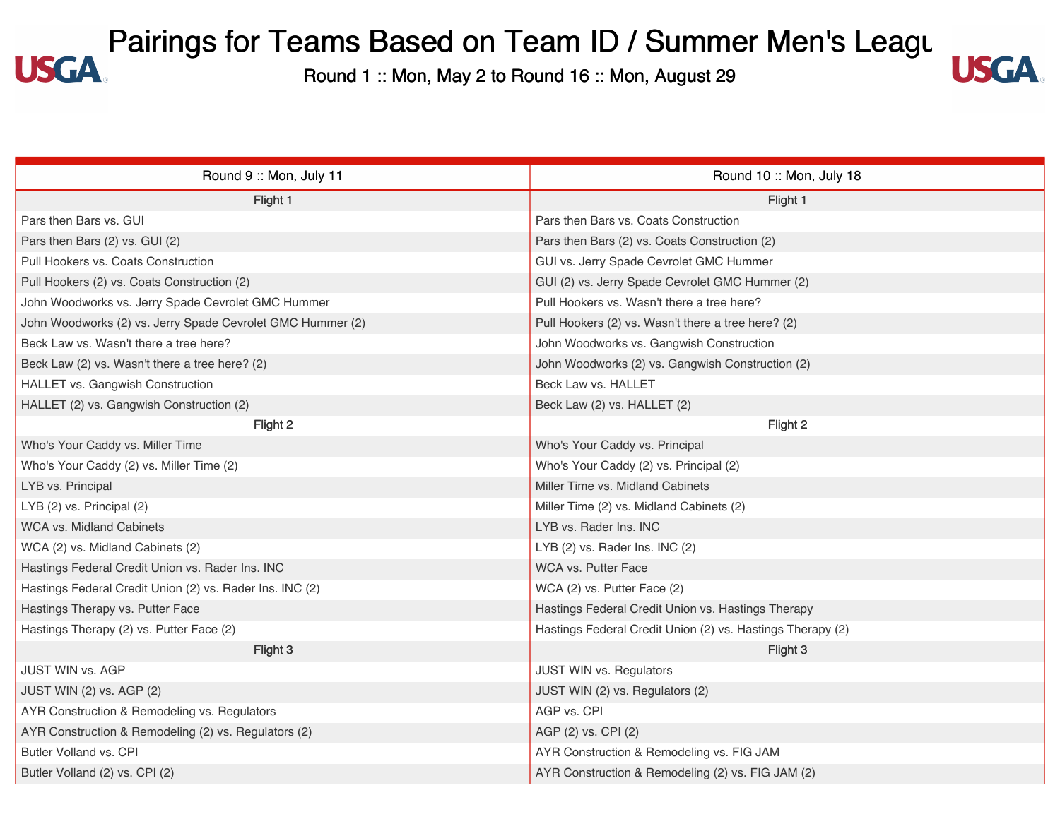# Pairings for Teams Based on Team ID / Summer Men's League

Round 1 :: Mon, May 2 to Round 16 :: Mon, August 29

| Round 9 :: Mon, July 11 | Round 10 :: Mon, July 18 |
|---|---|
| Flight 1 | Flight 1 |
| Pars then Bars vs. GUI | Pars then Bars vs. Coats Construction |
| Pars then Bars (2) vs. GUI (2) | Pars then Bars (2) vs. Coats Construction (2) |
| Pull Hookers vs. Coats Construction | GUI vs. Jerry Spade Cevrolet GMC Hummer |
| Pull Hookers (2) vs. Coats Construction (2) | GUI (2) vs. Jerry Spade Cevrolet GMC Hummer (2) |
| John Woodworks vs. Jerry Spade Cevrolet GMC Hummer | Pull Hookers vs. Wasn't there a tree here? |
| John Woodworks (2) vs. Jerry Spade Cevrolet GMC Hummer (2) | Pull Hookers (2) vs. Wasn't there a tree here? (2) |
| Beck Law vs. Wasn't there a tree here? | John Woodworks vs. Gangwish Construction |
| Beck Law (2) vs. Wasn't there a tree here? (2) | John Woodworks (2) vs. Gangwish Construction (2) |
| HALLET vs. Gangwish Construction | Beck Law vs. HALLET |
| HALLET (2) vs. Gangwish Construction (2) | Beck Law (2) vs. HALLET (2) |
| Flight 2 | Flight 2 |
| Who's Your Caddy vs. Miller Time | Who's Your Caddy vs. Principal |
| Who's Your Caddy (2) vs. Miller Time (2) | Who's Your Caddy (2) vs. Principal (2) |
| LYB vs. Principal | Miller Time vs. Midland Cabinets |
| LYB (2) vs. Principal (2) | Miller Time (2) vs. Midland Cabinets (2) |
| WCA vs. Midland Cabinets | LYB vs. Rader Ins. INC |
| WCA (2) vs. Midland Cabinets (2) | LYB (2) vs. Rader Ins. INC (2) |
| Hastings Federal Credit Union vs. Rader Ins. INC | WCA vs. Putter Face |
| Hastings Federal Credit Union (2) vs. Rader Ins. INC (2) | WCA (2) vs. Putter Face (2) |
| Hastings Therapy vs. Putter Face | Hastings Federal Credit Union vs. Hastings Therapy |
| Hastings Therapy (2) vs. Putter Face (2) | Hastings Federal Credit Union (2) vs. Hastings Therapy (2) |
| Flight 3 | Flight 3 |
| JUST WIN vs. AGP | JUST WIN vs. Regulators |
| JUST WIN (2) vs. AGP (2) | JUST WIN (2) vs. Regulators (2) |
| AYR Construction & Remodeling vs. Regulators | AGP vs. CPI |
| AYR Construction & Remodeling (2) vs. Regulators (2) | AGP (2) vs. CPI (2) |
| Butler Volland vs. CPI | AYR Construction & Remodeling vs. FIG JAM |
| Butler Volland (2) vs. CPI (2) | AYR Construction & Remodeling (2) vs. FIG JAM (2) |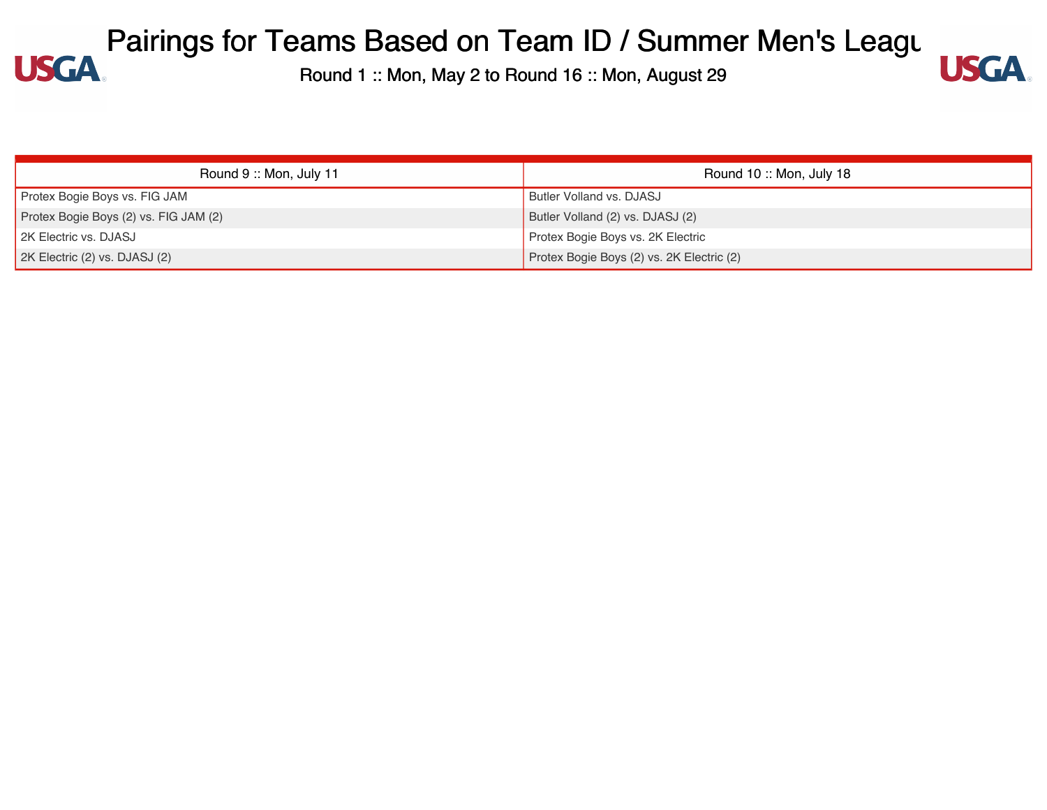# Pairings for Teams Based on Team ID / Summer Men's Leagu

Round 1 :: Mon, May 2 to Round 16 :: Mon, August 29

| Round 9 :: Mon, July 11 | Round 10 :: Mon, July 18 |
| --- | --- |
| Protex Bogie Boys vs. FIG JAM | Butler Volland vs. DJASJ |
| Protex Bogie Boys (2) vs. FIG JAM (2) | Butler Volland (2) vs. DJASJ (2) |
| 2K Electric vs. DJASJ | Protex Bogie Boys vs. 2K Electric |
| 2K Electric (2) vs. DJASJ (2) | Protex Bogie Boys (2) vs. 2K Electric (2) |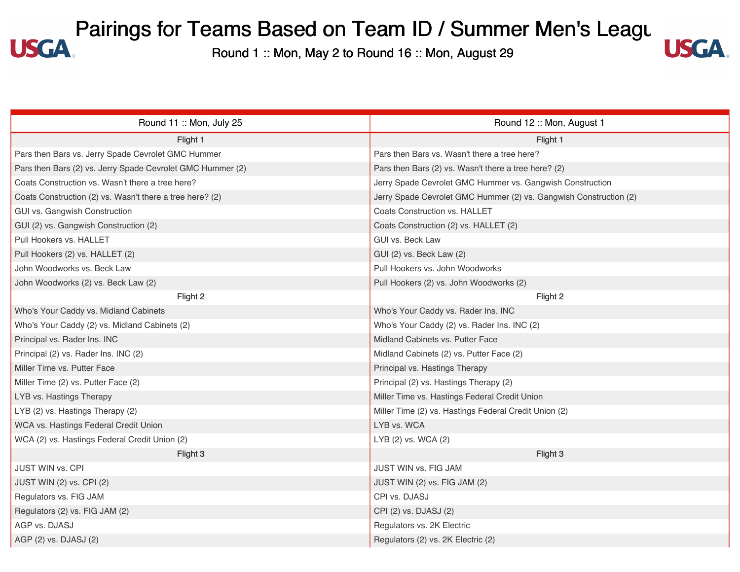# Pairings for Teams Based on Team ID / Summer Men's League

Round 1 :: Mon, May 2 to Round 16 :: Mon, August 29

| Round 11 :: Mon, July 25 | Round 12 :: Mon, August 1 |
|---|---|
| Flight 1 | Flight 1 |
| Pars then Bars vs. Jerry Spade Cevrolet GMC Hummer | Pars then Bars vs. Wasn't there a tree here? |
| Pars then Bars (2) vs. Jerry Spade Cevrolet GMC Hummer (2) | Pars then Bars (2) vs. Wasn't there a tree here? (2) |
| Coats Construction vs. Wasn't there a tree here? | Jerry Spade Cevrolet GMC Hummer vs. Gangwish Construction |
| Coats Construction (2) vs. Wasn't there a tree here? (2) | Jerry Spade Cevrolet GMC Hummer (2) vs. Gangwish Construction (2) |
| GUI vs. Gangwish Construction | Coats Construction vs. HALLET |
| GUI (2) vs. Gangwish Construction (2) | Coats Construction (2) vs. HALLET (2) |
| Pull Hookers vs. HALLET | GUI vs. Beck Law |
| Pull Hookers (2) vs. HALLET (2) | GUI (2) vs. Beck Law (2) |
| John Woodworks vs. Beck Law | Pull Hookers vs. John Woodworks |
| John Woodworks (2) vs. Beck Law (2) | Pull Hookers (2) vs. John Woodworks (2) |
| Flight 2 | Flight 2 |
| Who's Your Caddy vs. Midland Cabinets | Who's Your Caddy vs. Rader Ins. INC |
| Who's Your Caddy (2) vs. Midland Cabinets (2) | Who's Your Caddy (2) vs. Rader Ins. INC (2) |
| Principal vs. Rader Ins. INC | Midland Cabinets vs. Putter Face |
| Principal (2) vs. Rader Ins. INC (2) | Midland Cabinets (2) vs. Putter Face (2) |
| Miller Time vs. Putter Face | Principal vs. Hastings Therapy |
| Miller Time (2) vs. Putter Face (2) | Principal (2) vs. Hastings Therapy (2) |
| LYB vs. Hastings Therapy | Miller Time vs. Hastings Federal Credit Union |
| LYB (2) vs. Hastings Therapy (2) | Miller Time (2) vs. Hastings Federal Credit Union (2) |
| WCA vs. Hastings Federal Credit Union | LYB vs. WCA |
| WCA (2) vs. Hastings Federal Credit Union (2) | LYB (2) vs. WCA (2) |
| Flight 3 | Flight 3 |
| JUST WIN vs. CPI | JUST WIN vs. FIG JAM |
| JUST WIN (2) vs. CPI (2) | JUST WIN (2) vs. FIG JAM (2) |
| Regulators vs. FIG JAM | CPI vs. DJASJ |
| Regulators (2) vs. FIG JAM (2) | CPI (2) vs. DJASJ (2) |
| AGP vs. DJASJ | Regulators vs. 2K Electric |
| AGP (2) vs. DJASJ (2) | Regulators (2) vs. 2K Electric (2) |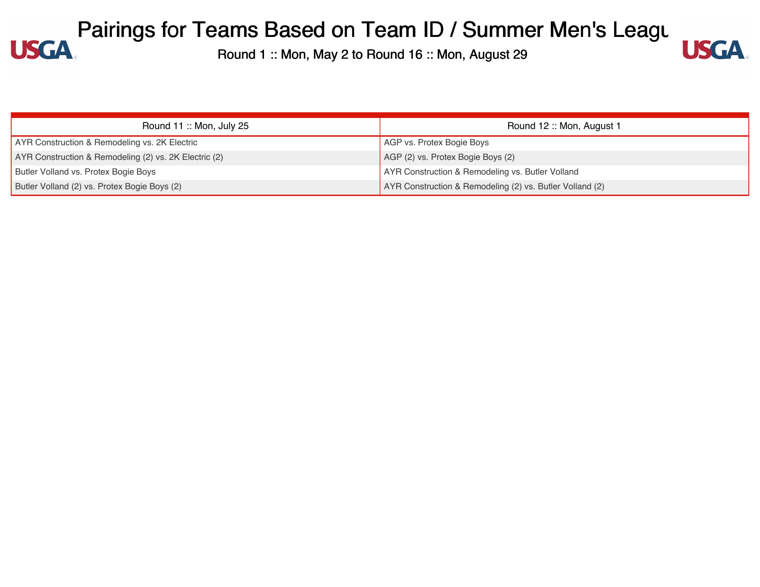# Pairings for Teams Based on Team ID / Summer Men's League

Round 1 :: Mon, May 2 to Round 16 :: Mon, August 29

| Round 11 :: Mon, July 25 | Round 12 :: Mon, August 1 |
|---|---|
| AYR Construction & Remodeling vs. 2K Electric | AGP vs. Protex Bogie Boys |
| AYR Construction & Remodeling (2) vs. 2K Electric (2) | AGP (2) vs. Protex Bogie Boys (2) |
| Butler Volland vs. Protex Bogie Boys | AYR Construction & Remodeling vs. Butler Volland |
| Butler Volland (2) vs. Protex Bogie Boys (2) | AYR Construction & Remodeling (2) vs. Butler Volland (2) |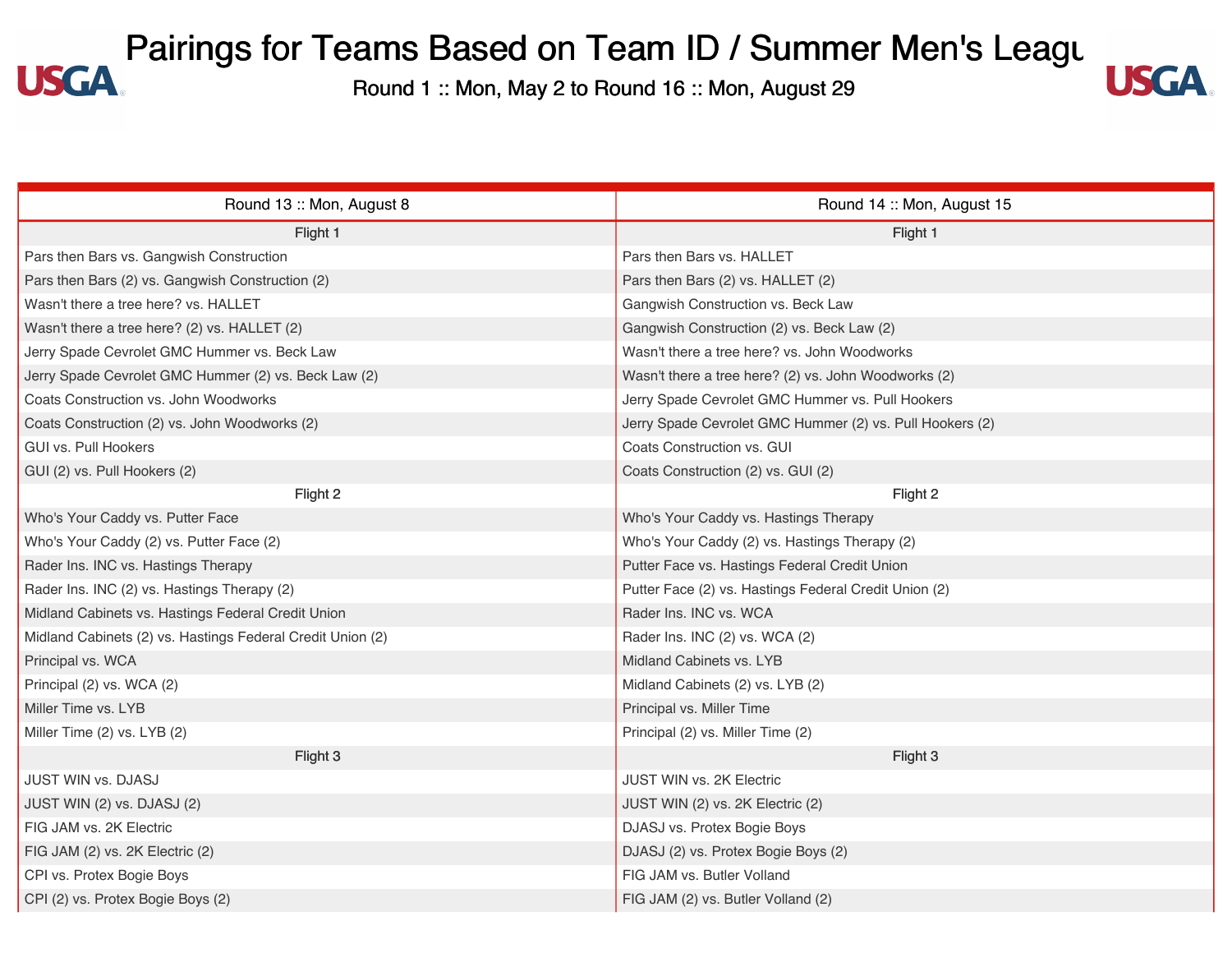# Pairings for Teams Based on Team ID / Summer Men's League

Round 1 :: Mon, May 2 to Round 16 :: Mon, August 29

| Round 13 :: Mon, August 8 | Round 14 :: Mon, August 15 |
|---|---|
| Flight 1 | Flight 1 |
| Pars then Bars vs. Gangwish Construction | Pars then Bars vs. HALLET |
| Pars then Bars (2) vs. Gangwish Construction (2) | Pars then Bars (2) vs. HALLET (2) |
| Wasn't there a tree here? vs. HALLET | Gangwish Construction vs. Beck Law |
| Wasn't there a tree here? (2) vs. HALLET (2) | Gangwish Construction (2) vs. Beck Law (2) |
| Jerry Spade Cevrolet GMC Hummer vs. Beck Law | Wasn't there a tree here? vs. John Woodworks |
| Jerry Spade Cevrolet GMC Hummer (2) vs. Beck Law (2) | Wasn't there a tree here? (2) vs. John Woodworks (2) |
| Coats Construction vs. John Woodworks | Jerry Spade Cevrolet GMC Hummer vs. Pull Hookers |
| Coats Construction (2) vs. John Woodworks (2) | Jerry Spade Cevrolet GMC Hummer (2) vs. Pull Hookers (2) |
| GUI vs. Pull Hookers | Coats Construction vs. GUI |
| GUI (2) vs. Pull Hookers (2) | Coats Construction (2) vs. GUI (2) |
| Flight 2 | Flight 2 |
| Who's Your Caddy vs. Putter Face | Who's Your Caddy vs. Hastings Therapy |
| Who's Your Caddy (2) vs. Putter Face (2) | Who's Your Caddy (2) vs. Hastings Therapy (2) |
| Rader Ins. INC vs. Hastings Therapy | Putter Face vs. Hastings Federal Credit Union |
| Rader Ins. INC (2) vs. Hastings Therapy (2) | Putter Face (2) vs. Hastings Federal Credit Union (2) |
| Midland Cabinets vs. Hastings Federal Credit Union | Rader Ins. INC vs. WCA |
| Midland Cabinets (2) vs. Hastings Federal Credit Union (2) | Rader Ins. INC (2) vs. WCA (2) |
| Principal vs. WCA | Midland Cabinets vs. LYB |
| Principal (2) vs. WCA (2) | Midland Cabinets (2) vs. LYB (2) |
| Miller Time vs. LYB | Principal vs. Miller Time |
| Miller Time (2) vs. LYB (2) | Principal (2) vs. Miller Time (2) |
| Flight 3 | Flight 3 |
| JUST WIN vs. DJASJ | JUST WIN vs. 2K Electric |
| JUST WIN (2) vs. DJASJ (2) | JUST WIN (2) vs. 2K Electric (2) |
| FIG JAM vs. 2K Electric | DJASJ vs. Protex Bogie Boys |
| FIG JAM (2) vs. 2K Electric (2) | DJASJ (2) vs. Protex Bogie Boys (2) |
| CPI vs. Protex Bogie Boys | FIG JAM vs. Butler Volland |
| CPI (2) vs. Protex Bogie Boys (2) | FIG JAM (2) vs. Butler Volland (2) |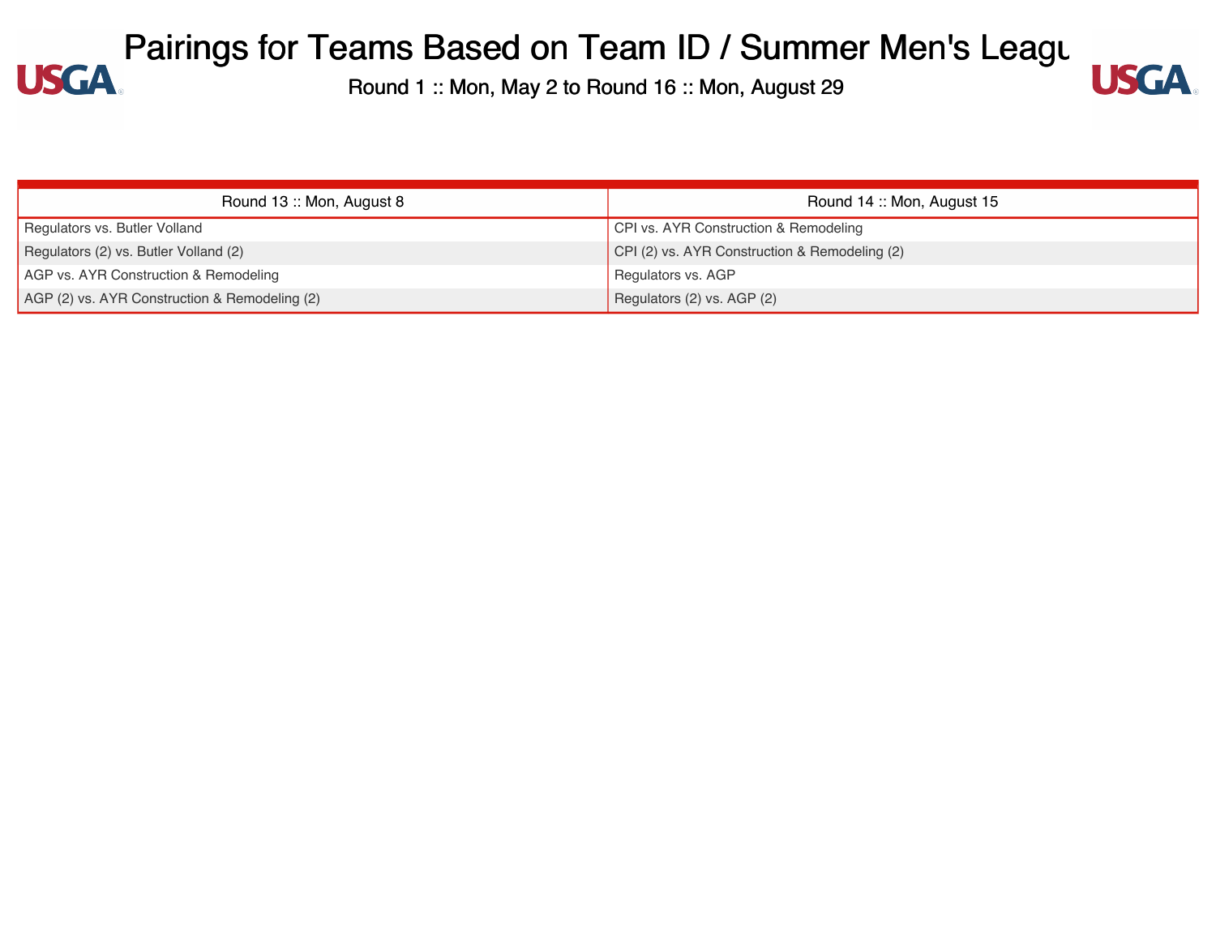# Pairings for Teams Based on Team ID / Summer Men's League

Round 1 :: Mon, May 2 to Round 16 :: Mon, August 29

| Round 13 :: Mon, August 8 | Round 14 :: Mon, August 15 |
| --- | --- |
| Regulators vs. Butler Volland | CPI vs. AYR Construction & Remodeling |
| Regulators (2) vs. Butler Volland (2) | CPI (2) vs. AYR Construction & Remodeling (2) |
| AGP vs. AYR Construction & Remodeling | Regulators vs. AGP |
| AGP (2) vs. AYR Construction & Remodeling (2) | Regulators (2) vs. AGP (2) |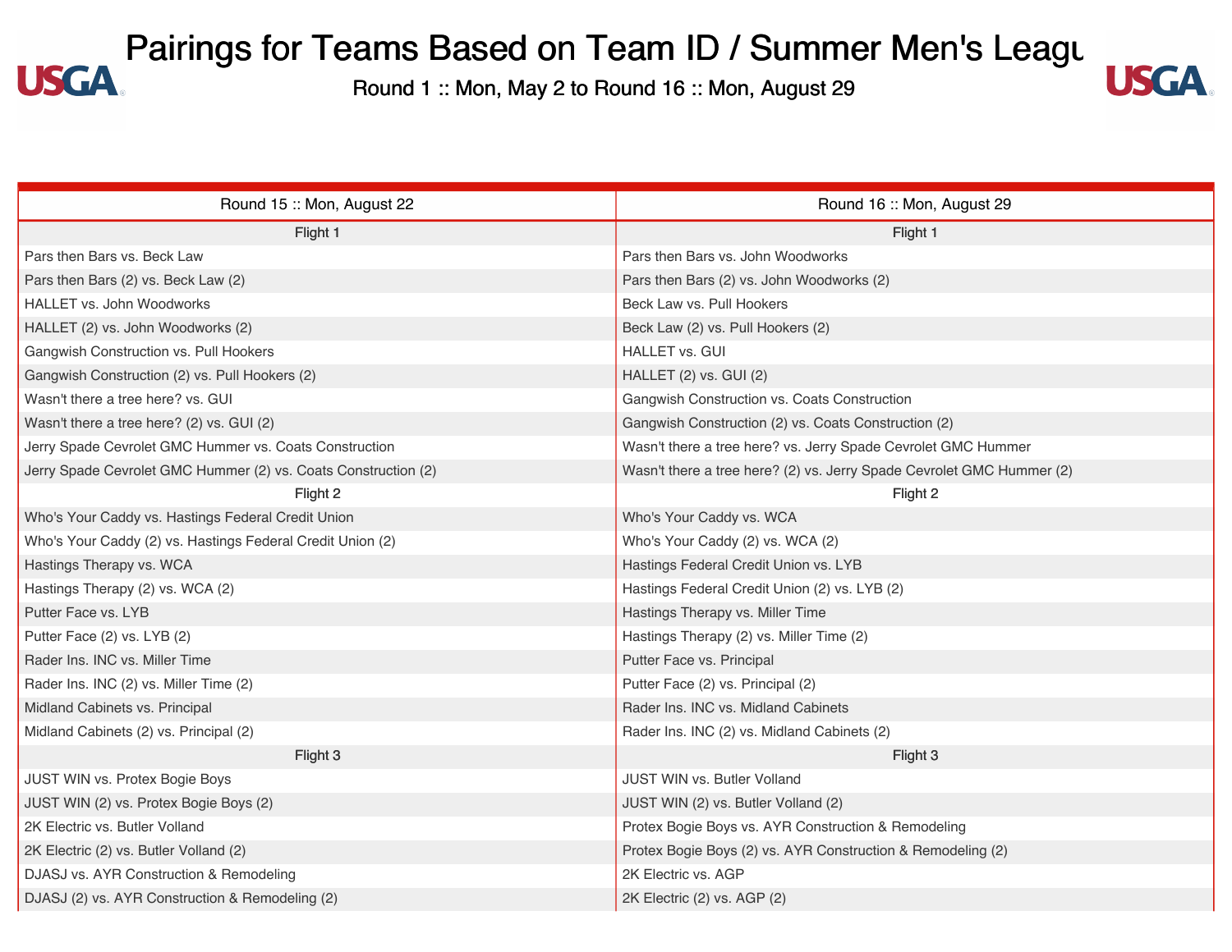# Pairings for Teams Based on Team ID / Summer Men's Leagu

Round 1 :: Mon, May 2 to Round 16 :: Mon, August 29

| Round 15 :: Mon, August 22 | Round 16 :: Mon, August 29 |
|---|---|
| Flight 1 | Flight 1 |
| Pars then Bars vs. Beck Law | Pars then Bars vs. John Woodworks |
| Pars then Bars (2) vs. Beck Law (2) | Pars then Bars (2) vs. John Woodworks (2) |
| HALLET vs. John Woodworks | Beck Law vs. Pull Hookers |
| HALLET (2) vs. John Woodworks (2) | Beck Law (2) vs. Pull Hookers (2) |
| Gangwish Construction vs. Pull Hookers | HALLET vs. GUI |
| Gangwish Construction (2) vs. Pull Hookers (2) | HALLET (2) vs. GUI (2) |
| Wasn't there a tree here? vs. GUI | Gangwish Construction vs. Coats Construction |
| Wasn't there a tree here? (2) vs. GUI (2) | Gangwish Construction (2) vs. Coats Construction (2) |
| Jerry Spade Cevrolet GMC Hummer vs. Coats Construction | Wasn't there a tree here? vs. Jerry Spade Cevrolet GMC Hummer |
| Jerry Spade Cevrolet GMC Hummer (2) vs. Coats Construction (2) | Wasn't there a tree here? (2) vs. Jerry Spade Cevrolet GMC Hummer (2) |
| Flight 2 | Flight 2 |
| Who's Your Caddy vs. Hastings Federal Credit Union | Who's Your Caddy vs. WCA |
| Who's Your Caddy (2) vs. Hastings Federal Credit Union (2) | Who's Your Caddy (2) vs. WCA (2) |
| Hastings Therapy vs. WCA | Hastings Federal Credit Union vs. LYB |
| Hastings Therapy (2) vs. WCA (2) | Hastings Federal Credit Union (2) vs. LYB (2) |
| Putter Face vs. LYB | Hastings Therapy vs. Miller Time |
| Putter Face (2) vs. LYB (2) | Hastings Therapy (2) vs. Miller Time (2) |
| Rader Ins. INC vs. Miller Time | Putter Face vs. Principal |
| Rader Ins. INC (2) vs. Miller Time (2) | Putter Face (2) vs. Principal (2) |
| Midland Cabinets vs. Principal | Rader Ins. INC vs. Midland Cabinets |
| Midland Cabinets (2) vs. Principal (2) | Rader Ins. INC (2) vs. Midland Cabinets (2) |
| Flight 3 | Flight 3 |
| JUST WIN vs. Protex Bogie Boys | JUST WIN vs. Butler Volland |
| JUST WIN (2) vs. Protex Bogie Boys (2) | JUST WIN (2) vs. Butler Volland (2) |
| 2K Electric vs. Butler Volland | Protex Bogie Boys vs. AYR Construction & Remodeling |
| 2K Electric (2) vs. Butler Volland (2) | Protex Bogie Boys (2) vs. AYR Construction & Remodeling (2) |
| DJASJ vs. AYR Construction & Remodeling | 2K Electric vs. AGP |
| DJASJ (2) vs. AYR Construction & Remodeling (2) | 2K Electric (2) vs. AGP (2) |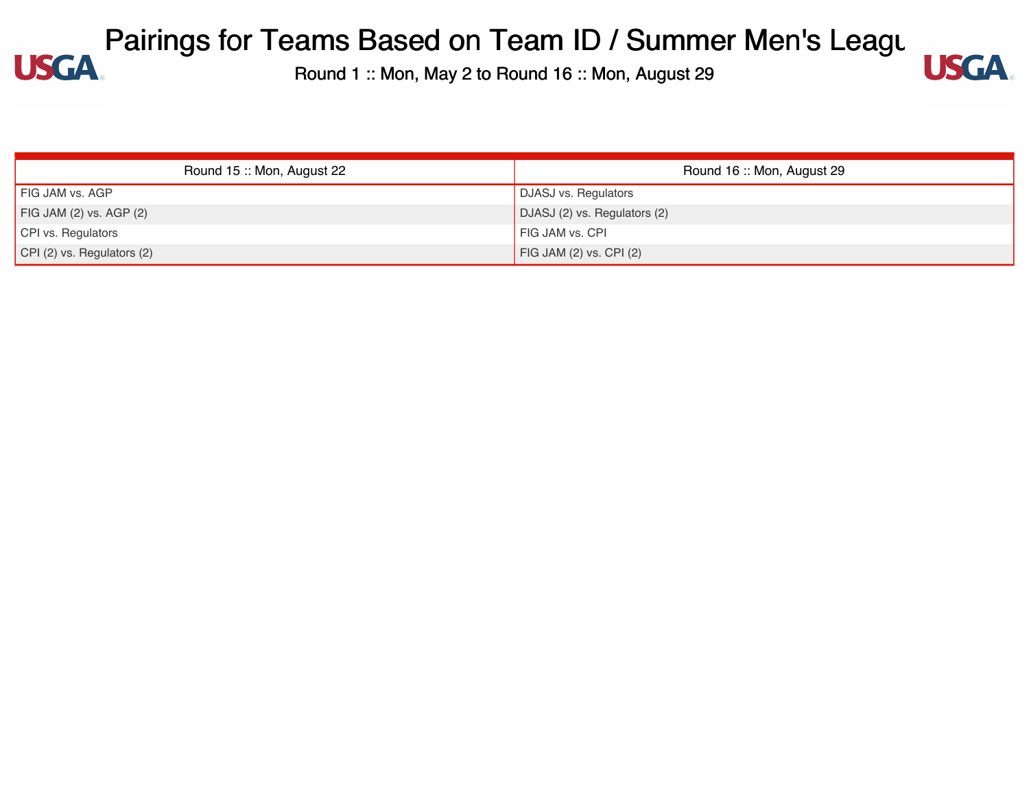# Pairings for Teams Based on Team ID / Summer Men's League

Round 1 :: Mon, May 2 to Round 16 :: Mon, August 29

| Round 15 :: Mon, August 22 | Round 16 :: Mon, August 29 |
|---|---|
| FIG JAM vs. AGP | DJASJ vs. Regulators |
| FIG JAM (2) vs. AGP (2) | DJASJ (2) vs. Regulators (2) |
| CPI vs. Regulators | FIG JAM vs. CPI |
| CPI (2) vs. Regulators (2) | FIG JAM (2) vs. CPI (2) |